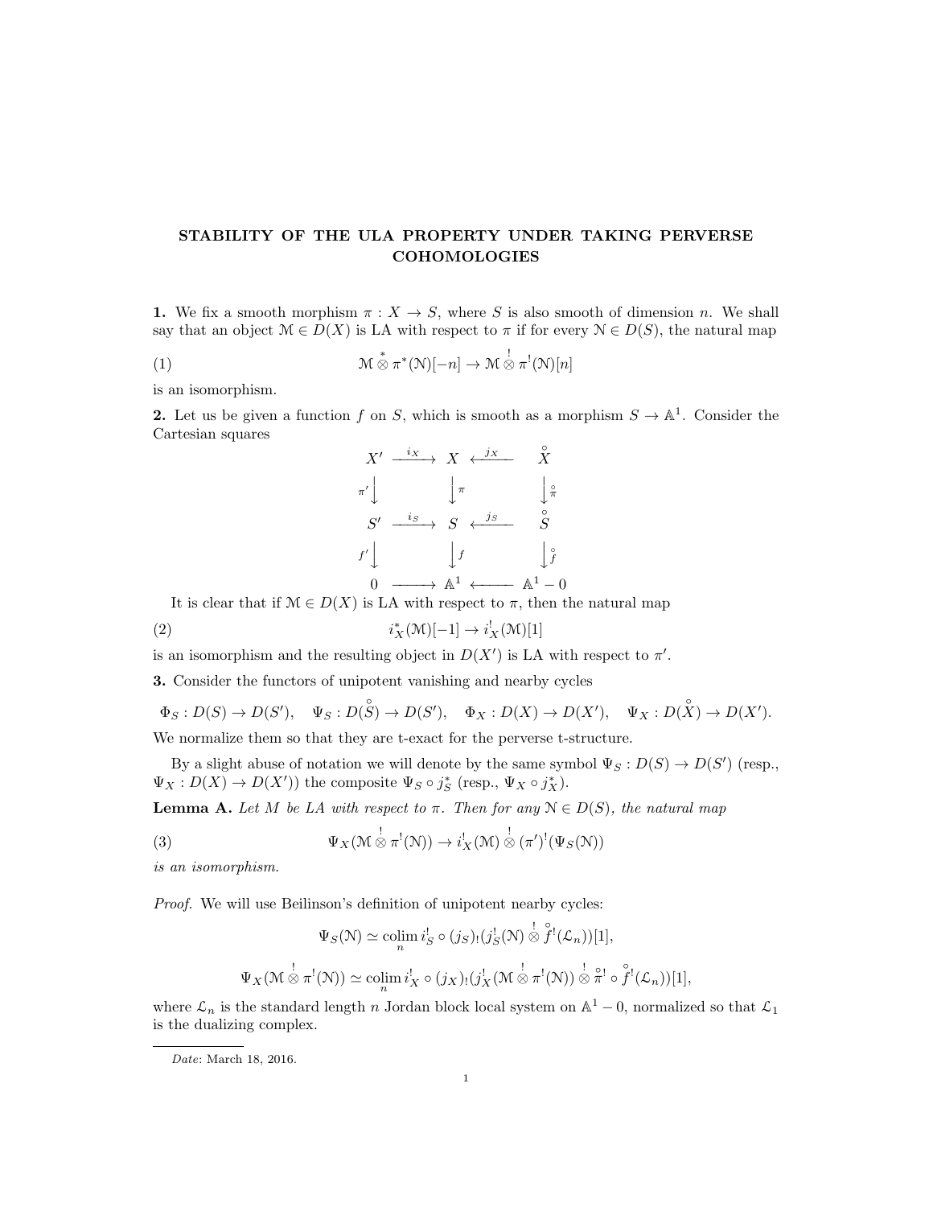# STABILITY OF THE ULA PROPERTY UNDER TAKING PERVERSE COHOMOLOGIES

**1.** We fix a smooth morphism $\pi : X \to S$, where $S$ is also smooth of dimension $n$. We shall say that an object $\mathcal{M} \in D(X)$ is LA with respect to $\pi$ if for every $\mathcal{N} \in D(S)$, the natural map

$$\mathcal{M} \overset{*}{\otimes} \pi^*(\mathcal{N})[-n] \to \mathcal{M} \overset{!}{\otimes} \pi^!(\mathcal{N})[n] \tag{1}$$

is an isomorphism.

**2.** Let us be given a function $f$ on $S$, which is smooth as a morphism $S \to \mathbb{A}^1$. Consider the Cartesian squares

$$\begin{array}{ccccc}
X' & \xrightarrow{i_X} & X & \xleftarrow{j_X} & \overset{\circ}{X} \\
{\scriptstyle \pi'}\downarrow & & \downarrow{\scriptstyle \pi} & & \downarrow{\scriptstyle \overset{\circ}{\pi}} \\
S' & \xrightarrow{i_S} & S & \xleftarrow{j_S} & \overset{\circ}{S} \\
{\scriptstyle f'}\downarrow & & \downarrow{\scriptstyle f} & & \downarrow{\scriptstyle \overset{\circ}{f}} \\
0 & \longrightarrow & \mathbb{A}^1 & \longleftarrow & \mathbb{A}^1 - 0
\end{array}$$

It is clear that if $\mathcal{M} \in D(X)$ is LA with respect to $\pi$, then the natural map

$$i_X^*(\mathcal{M})[-1] \to i_X^!(\mathcal{M})[1] \tag{2}$$

is an isomorphism and the resulting object in $D(X')$ is LA with respect to $\pi'$.

**3.** Consider the functors of unipotent vanishing and nearby cycles

$$\Phi_S : D(S) \to D(S'), \quad \Psi_S : D(\overset{\circ}{S}) \to D(S'), \quad \Phi_X : D(X) \to D(X'), \quad \Psi_X : D(\overset{\circ}{X}) \to D(X').$$

We normalize them so that they are t-exact for the perverse t-structure.

By a slight abuse of notation we will denote by the same symbol $\Psi_S : D(S) \to D(S')$ (resp., $\Psi_X : D(X) \to D(X')$) the composite $\Psi_S \circ j_S^*$ (resp., $\Psi_X \circ j_X^*$).

**Lemma A.** *Let $M$ be LA with respect to $\pi$. Then for any $\mathcal{N} \in D(S)$, the natural map*

$$\Psi_X(\mathcal{M} \overset{!}{\otimes} \pi^!(\mathcal{N})) \to i_X^!(\mathcal{M}) \overset{!}{\otimes} (\pi')^!(\Psi_S(\mathcal{N})) \tag{3}$$

*is an isomorphism.*

*Proof.* We will use Beilinson's definition of unipotent nearby cycles:

$$\Psi_S(\mathcal{N}) \simeq \operatorname*{colim}_n i_S^! \circ (j_S)_!(j_S^!(\mathcal{N}) \overset{!}{\otimes} \overset{\circ}{f}{}^!(\mathcal{L}_n))[1],$$

$$\Psi_X(\mathcal{M} \overset{!}{\otimes} \pi^!(\mathcal{N})) \simeq \operatorname*{colim}_n i_X^! \circ (j_X)_!(j_X^!(\mathcal{M} \overset{!}{\otimes} \pi^!(\mathcal{N})) \overset{!}{\otimes} \overset{\circ}{\pi}{}^! \circ \overset{\circ}{f}{}^!(\mathcal{L}_n))[1],$$

where $\mathcal{L}_n$ is the standard length $n$ Jordan block local system on $\mathbb{A}^1 - 0$, normalized so that $\mathcal{L}_1$ is the dualizing complex.

*Date*: March 18, 2016.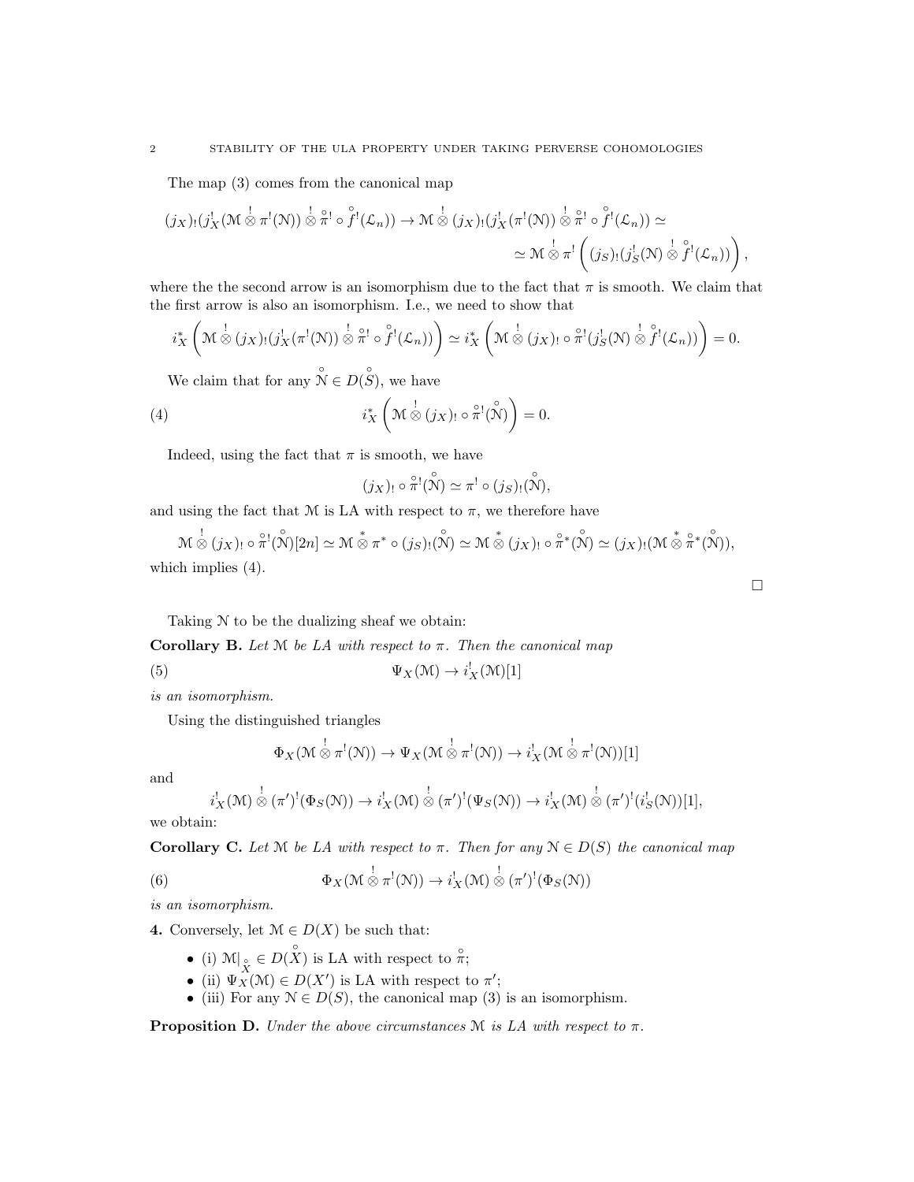The map (3) comes from the canonical map

$$(j_X)_!(j_X^!(\mathcal{M} \overset{!}{\otimes} \pi^!(\mathcal{N})) \overset{!}{\otimes} \overset{\circ}{\pi}{}^! \circ \overset{\circ}{f}{}^!(\mathcal{L}_n)) \to \mathcal{M} \overset{!}{\otimes} (j_X)_!(j_X^!(\pi^!(\mathcal{N})) \overset{!}{\otimes} \overset{\circ}{\pi}{}^! \circ \overset{\circ}{f}{}^!(\mathcal{L}_n)) \simeq$$
$$\simeq \mathcal{M} \overset{!}{\otimes} \pi^! \left( (j_S)_!(j_S^!(\mathcal{N}) \overset{!}{\otimes} \overset{\circ}{f}{}^!(\mathcal{L}_n)) \right),$$

where the the second arrow is an isomorphism due to the fact that $\pi$ is smooth. We claim that the first arrow is also an isomorphism. I.e., we need to show that

$$i_X^* \left( \mathcal{M} \overset{!}{\otimes} (j_X)_!(j_X^!(\pi^!(\mathcal{N})) \overset{!}{\otimes} \overset{\circ}{\pi}{}^! \circ \overset{\circ}{f}{}^!(\mathcal{L}_n)) \right) \simeq i_X^* \left( \mathcal{M} \overset{!}{\otimes} (j_X)_! \circ \overset{\circ}{\pi}{}^!(j_S^!(\mathcal{N}) \overset{!}{\otimes} \overset{\circ}{f}{}^!(\mathcal{L}_n)) \right) = 0.$$

We claim that for any $\overset{\circ}{\mathcal{N}} \in D(\overset{\circ}{S})$, we have

$$i_X^* \left( \mathcal{M} \overset{!}{\otimes} (j_X)_! \circ \overset{\circ}{\pi}{}^!(\overset{\circ}{\mathcal{N}}) \right) = 0. \tag{4}$$

Indeed, using the fact that $\pi$ is smooth, we have

$$(j_X)_! \circ \overset{\circ}{\pi}{}^!(\overset{\circ}{\mathcal{N}}) \simeq \pi^! \circ (j_S)_!(\overset{\circ}{\mathcal{N}}),$$

and using the fact that $\mathcal{M}$ is LA with respect to $\pi$, we therefore have

$$\mathcal{M} \overset{!}{\otimes} (j_X)_! \circ \overset{\circ}{\pi}{}^!(\overset{\circ}{\mathcal{N}})[2n] \simeq \mathcal{M} \overset{*}{\otimes} \pi^* \circ (j_S)_!(\overset{\circ}{\mathcal{N}}) \simeq \mathcal{M} \overset{*}{\otimes} (j_X)_! \circ \overset{\circ}{\pi}{}^*(\overset{\circ}{\mathcal{N}}) \simeq (j_X)_!(\mathcal{M} \overset{*}{\otimes} \overset{\circ}{\pi}{}^*(\overset{\circ}{\mathcal{N}})),$$

which implies (4).

□

Taking $\mathcal{N}$ to be the dualizing sheaf we obtain:

**Corollary B.** *Let $\mathcal{M}$ be LA with respect to $\pi$. Then the canonical map*

$$\Psi_X(\mathcal{M}) \to i_X^!(\mathcal{M})[1] \tag{5}$$

*is an isomorphism.*

Using the distinguished triangles

$$\Phi_X(\mathcal{M} \overset{!}{\otimes} \pi^!(\mathcal{N})) \to \Psi_X(\mathcal{M} \overset{!}{\otimes} \pi^!(\mathcal{N})) \to i_X^!(\mathcal{M} \overset{!}{\otimes} \pi^!(\mathcal{N}))[1]$$

and

$$i_X^!(\mathcal{M}) \overset{!}{\otimes} (\pi')^!(\Phi_S(\mathcal{N})) \to i_X^!(\mathcal{M}) \overset{!}{\otimes} (\pi')^!(\Psi_S(\mathcal{N})) \to i_X^!(\mathcal{M}) \overset{!}{\otimes} (\pi')^!(i_S^!(\mathcal{N}))[1],$$

we obtain:

**Corollary C.** *Let $\mathcal{M}$ be LA with respect to $\pi$. Then for any $\mathcal{N} \in D(S)$ the canonical map*

$$\Phi_X(\mathcal{M} \overset{!}{\otimes} \pi^!(\mathcal{N})) \to i_X^!(\mathcal{M}) \overset{!}{\otimes} (\pi')^!(\Phi_S(\mathcal{N})) \tag{6}$$

*is an isomorphism.*

**4.** Conversely, let $\mathcal{M} \in D(X)$ be such that:

- (i) $\mathcal{M}|_{\overset{\circ}{X}} \in D(\overset{\circ}{X})$ is LA with respect to $\overset{\circ}{\pi}$;
- (ii) $\Psi_X(\mathcal{M}) \in D(X')$ is LA with respect to $\pi'$;
- (iii) For any $\mathcal{N} \in D(S)$, the canonical map (3) is an isomorphism.

**Proposition D.** *Under the above circumstances $\mathcal{M}$ is LA with respect to $\pi$.*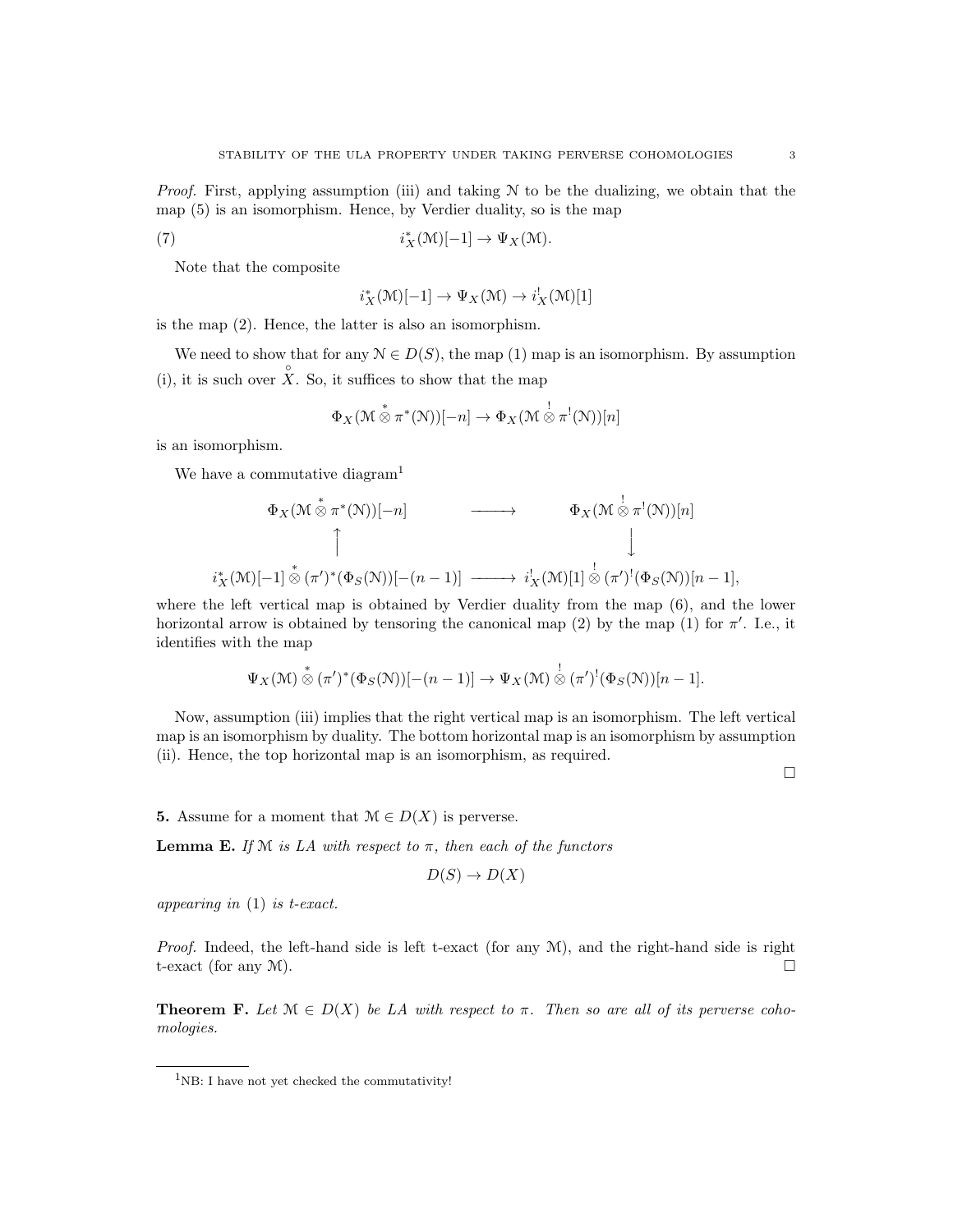*Proof.* First, applying assumption (iii) and taking $\mathcal{N}$ to be the dualizing, we obtain that the map (5) is an isomorphism. Hence, by Verdier duality, so is the map

$$i_X^*(\mathcal{M})[-1] \to \Psi_X(\mathcal{M}). \tag{7}$$

Note that the composite

$$i_X^*(\mathcal{M})[-1] \to \Psi_X(\mathcal{M}) \to i_X^!(\mathcal{M})[1]$$

is the map (2). Hence, the latter is also an isomorphism.

We need to show that for any $\mathcal{N} \in D(S)$, the map (1) map is an isomorphism. By assumption (i), it is such over $\overset{\circ}{X}$. So, it suffices to show that the map

$$\Phi_X(\mathcal{M} \overset{*}{\otimes} \pi^*(\mathcal{N}))[-n] \to \Phi_X(\mathcal{M} \overset{!}{\otimes} \pi^!(\mathcal{N}))[n]$$

is an isomorphism.

We have a commutative diagram[1]

$$\begin{array}{ccc}
\Phi_X(\mathcal{M} \overset{*}{\otimes} \pi^*(\mathcal{N}))[-n] & \longrightarrow & \Phi_X(\mathcal{M} \overset{!}{\otimes} \pi^!(\mathcal{N}))[n] \\
\uparrow & & \downarrow \\
i_X^*(\mathcal{M})[-1] \overset{*}{\otimes} (\pi')^*(\Phi_S(\mathcal{N}))[-(n-1)] & \longrightarrow & i_X^!(\mathcal{M})[1] \overset{!}{\otimes} (\pi')^!(\Phi_S(\mathcal{N}))[n-1],
\end{array}$$

where the left vertical map is obtained by Verdier duality from the map (6), and the lower horizontal arrow is obtained by tensoring the canonical map (2) by the map (1) for $\pi'$. I.e., it identifies with the map

$$\Psi_X(\mathcal{M}) \overset{*}{\otimes} (\pi')^*(\Phi_S(\mathcal{N}))[-(n-1)] \to \Psi_X(\mathcal{M}) \overset{!}{\otimes} (\pi')^!(\Phi_S(\mathcal{N}))[n-1].$$

Now, assumption (iii) implies that the right vertical map is an isomorphism. The left vertical map is an isomorphism by duality. The bottom horizontal map is an isomorphism by assumption (ii). Hence, the top horizontal map is an isomorphism, as required. $\square$

**5.** Assume for a moment that $\mathcal{M} \in D(X)$ is perverse.

**Lemma E.** *If $\mathcal{M}$ is LA with respect to $\pi$, then each of the functors*

$$D(S) \to D(X)$$

*appearing in* (1) *is t-exact.*

*Proof.* Indeed, the left-hand side is left t-exact (for any $\mathcal{M}$), and the right-hand side is right t-exact (for any $\mathcal{M}$). $\square$

**Theorem F.** *Let $\mathcal{M} \in D(X)$ be LA with respect to $\pi$. Then so are all of its perverse cohomologies.*

---

[1] NB: I have not yet checked the commutativity!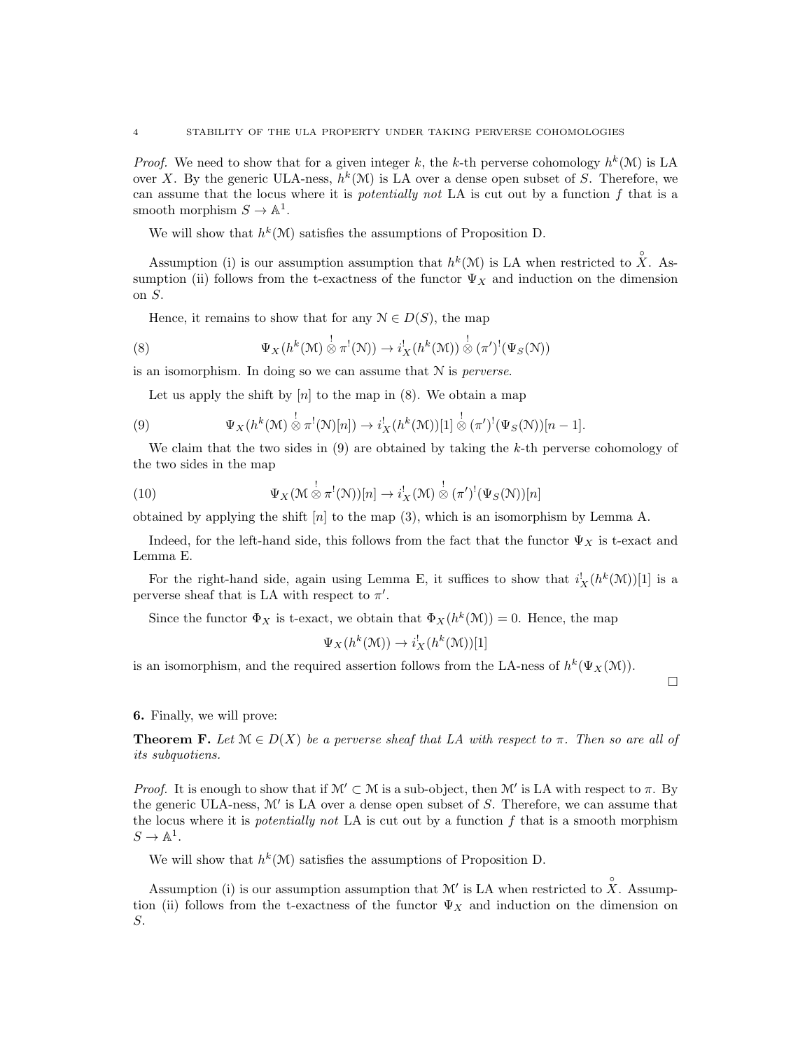*Proof.* We need to show that for a given integer $k$, the $k$-th perverse cohomology $h^k(\mathcal{M})$ is LA over $X$. By the generic ULA-ness, $h^k(\mathcal{M})$ is LA over a dense open subset of $S$. Therefore, we can assume that the locus where it is *potentially not* LA is cut out by a function $f$ that is a smooth morphism $S \to \mathbb{A}^1$.

We will show that $h^k(\mathcal{M})$ satisfies the assumptions of Proposition D.

Assumption (i) is our assumption assumption that $h^k(\mathcal{M})$ is LA when restricted to $\overset{\circ}{X}$. Assumption (ii) follows from the t-exactness of the functor $\Psi_X$ and induction on the dimension on $S$.

Hence, it remains to show that for any $\mathcal{N} \in D(S)$, the map

$$\Psi_X(h^k(\mathcal{M}) \overset{!}{\otimes} \pi^!(\mathcal{N})) \to i_X^!(h^k(\mathcal{M})) \overset{!}{\otimes} (\pi')^!(\Psi_S(\mathcal{N})) \tag{8}$$

is an isomorphism. In doing so we can assume that $\mathcal{N}$ is *perverse*.

Let us apply the shift by $[n]$ to the map in (8). We obtain a map

$$\Psi_X(h^k(\mathcal{M}) \overset{!}{\otimes} \pi^!(\mathcal{N})[n]) \to i_X^!(h^k(\mathcal{M}))[1] \overset{!}{\otimes} (\pi')^!(\Psi_S(\mathcal{N}))[n-1]. \tag{9}$$

We claim that the two sides in (9) are obtained by taking the $k$-th perverse cohomology of the two sides in the map

$$\Psi_X(\mathcal{M} \overset{!}{\otimes} \pi^!(\mathcal{N}))[n] \to i_X^!(\mathcal{M}) \overset{!}{\otimes} (\pi')^!(\Psi_S(\mathcal{N}))[n] \tag{10}$$

obtained by applying the shift $[n]$ to the map (3), which is an isomorphism by Lemma A.

Indeed, for the left-hand side, this follows from the fact that the functor $\Psi_X$ is t-exact and Lemma E.

For the right-hand side, again using Lemma E, it suffices to show that $i_X^!(h^k(\mathcal{M}))[1]$ is a perverse sheaf that is LA with respect to $\pi'$.

Since the functor $\Phi_X$ is t-exact, we obtain that $\Phi_X(h^k(\mathcal{M})) = 0$. Hence, the map

$$\Psi_X(h^k(\mathcal{M})) \to i_X^!(h^k(\mathcal{M}))[1]$$

is an isomorphism, and the required assertion follows from the LA-ness of $h^k(\Psi_X(\mathcal{M}))$.

□

**6.** Finally, we will prove:

**Theorem F.** *Let $\mathcal{M} \in D(X)$ be a perverse sheaf that LA with respect to $\pi$. Then so are all of its subquotiens.*

*Proof.* It is enough to show that if $\mathcal{M}' \subset \mathcal{M}$ is a sub-object, then $\mathcal{M}'$ is LA with respect to $\pi$. By the generic ULA-ness, $\mathcal{M}'$ is LA over a dense open subset of $S$. Therefore, we can assume that the locus where it is *potentially not* LA is cut out by a function $f$ that is a smooth morphism $S \to \mathbb{A}^1$.

We will show that $h^k(\mathcal{M})$ satisfies the assumptions of Proposition D.

Assumption (i) is our assumption assumption that $\mathcal{M}'$ is LA when restricted to $\overset{\circ}{X}$. Assumption (ii) follows from the t-exactness of the functor $\Psi_X$ and induction on the dimension on $S$.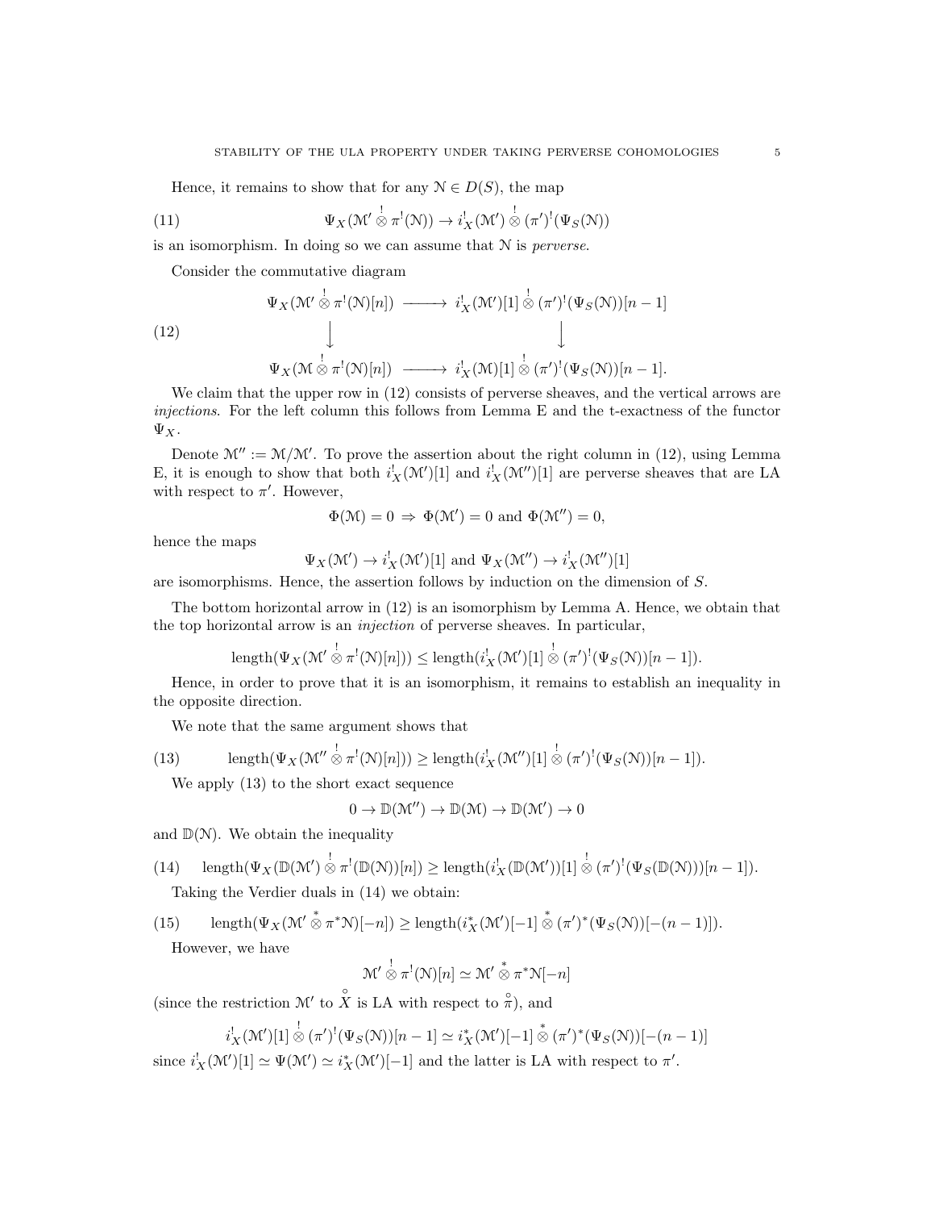Hence, it remains to show that for any $\mathcal{N} \in D(S)$, the map

$$\Psi_X(\mathcal{M}' \overset{!}{\otimes} \pi^!(\mathcal{N})) \to i_X^!(\mathcal{M}') \overset{!}{\otimes} (\pi')^!(\Psi_S(\mathcal{N})) \tag{11}$$

is an isomorphism. In doing so we can assume that $\mathcal{N}$ is *perverse*.

Consider the commutative diagram

$$\begin{array}{ccc} \Psi_X(\mathcal{M}' \overset{!}{\otimes} \pi^!(\mathcal{N})[n]) & \longrightarrow & i_X^!(\mathcal{M}')[1] \overset{!}{\otimes} (\pi')^!(\Psi_S(\mathcal{N}))[n-1] \\ \big\downarrow & & \big\downarrow \\ \Psi_X(\mathcal{M} \overset{!}{\otimes} \pi^!(\mathcal{N})[n]) & \longrightarrow & i_X^!(\mathcal{M})[1] \overset{!}{\otimes} (\pi')^!(\Psi_S(\mathcal{N}))[n-1]. \end{array} \tag{12}$$

We claim that the upper row in (12) consists of perverse sheaves, and the vertical arrows are *injections*. For the left column this follows from Lemma E and the t-exactness of the functor $\Psi_X$.

Denote $\mathcal{M}'' := \mathcal{M}/\mathcal{M}'$. To prove the assertion about the right column in (12), using Lemma E, it is enough to show that both $i_X^!(\mathcal{M}')[1]$ and $i_X^!(\mathcal{M}'')[1]$ are perverse sheaves that are LA with respect to $\pi'$. However,

$$\Phi(\mathcal{M}) = 0 \ \Rightarrow \ \Phi(\mathcal{M}') = 0 \text{ and } \Phi(\mathcal{M}'') = 0,$$

hence the maps

$$\Psi_X(\mathcal{M}') \to i_X^!(\mathcal{M}')[1] \text{ and } \Psi_X(\mathcal{M}'') \to i_X^!(\mathcal{M}'')[1]$$

are isomorphisms. Hence, the assertion follows by induction on the dimension of $S$.

The bottom horizontal arrow in (12) is an isomorphism by Lemma A. Hence, we obtain that the top horizontal arrow is an *injection* of perverse sheaves. In particular,

$$\text{length}(\Psi_X(\mathcal{M}' \overset{!}{\otimes} \pi^!(\mathcal{N})[n])) \leq \text{length}(i_X^!(\mathcal{M}')[1] \overset{!}{\otimes} (\pi')^!(\Psi_S(\mathcal{N}))[n-1]).$$

Hence, in order to prove that it is an isomorphism, it remains to establish an inequality in the opposite direction.

We note that the same argument shows that

$$\text{length}(\Psi_X(\mathcal{M}'' \overset{!}{\otimes} \pi^!(\mathcal{N})[n])) \geq \text{length}(i_X^!(\mathcal{M}'')[1] \overset{!}{\otimes} (\pi')^!(\Psi_S(\mathcal{N}))[n-1]). \tag{13}$$

We apply (13) to the short exact sequence

$$0 \to \mathbb{D}(\mathcal{M}'') \to \mathbb{D}(\mathcal{M}) \to \mathbb{D}(\mathcal{M}') \to 0$$

and $\mathbb{D}(\mathcal{N})$. We obtain the inequality

$$\text{length}(\Psi_X(\mathbb{D}(\mathcal{M}') \overset{!}{\otimes} \pi^!(\mathbb{D}(\mathcal{N}))[n]) \geq \text{length}(i_X^!(\mathbb{D}(\mathcal{M}'))[1] \overset{!}{\otimes} (\pi')^!(\Psi_S(\mathbb{D}(\mathcal{N})))[n-1]). \tag{14}$$

Taking the Verdier duals in (14) we obtain:

$$\text{length}(\Psi_X(\mathcal{M}' \overset{*}{\otimes} \pi^*\mathcal{N})[-n]) \geq \text{length}(i_X^*(\mathcal{M}')[-1] \overset{*}{\otimes} (\pi')^*(\Psi_S(\mathcal{N}))[-(n-1)]). \tag{15}$$

However, we have

$$\mathcal{M}' \overset{!}{\otimes} \pi^!(\mathcal{N})[n] \simeq \mathcal{M}' \overset{*}{\otimes} \pi^*\mathcal{N}[-n]$$

(since the restriction $\mathcal{M}'$ to $\overset{\circ}{X}$ is LA with respect to $\overset{\circ}{\pi}$), and

$$i_X^!(\mathcal{M}')[1] \overset{!}{\otimes} (\pi')^!(\Psi_S(\mathcal{N}))[n-1] \simeq i_X^*(\mathcal{M}')[-1] \overset{*}{\otimes} (\pi')^*(\Psi_S(\mathcal{N}))[-(n-1)]$$

since $i_X^!(\mathcal{M}')[1] \simeq \Psi(\mathcal{M}') \simeq i_X^*(\mathcal{M}')[-1]$ and the latter is LA with respect to $\pi'$.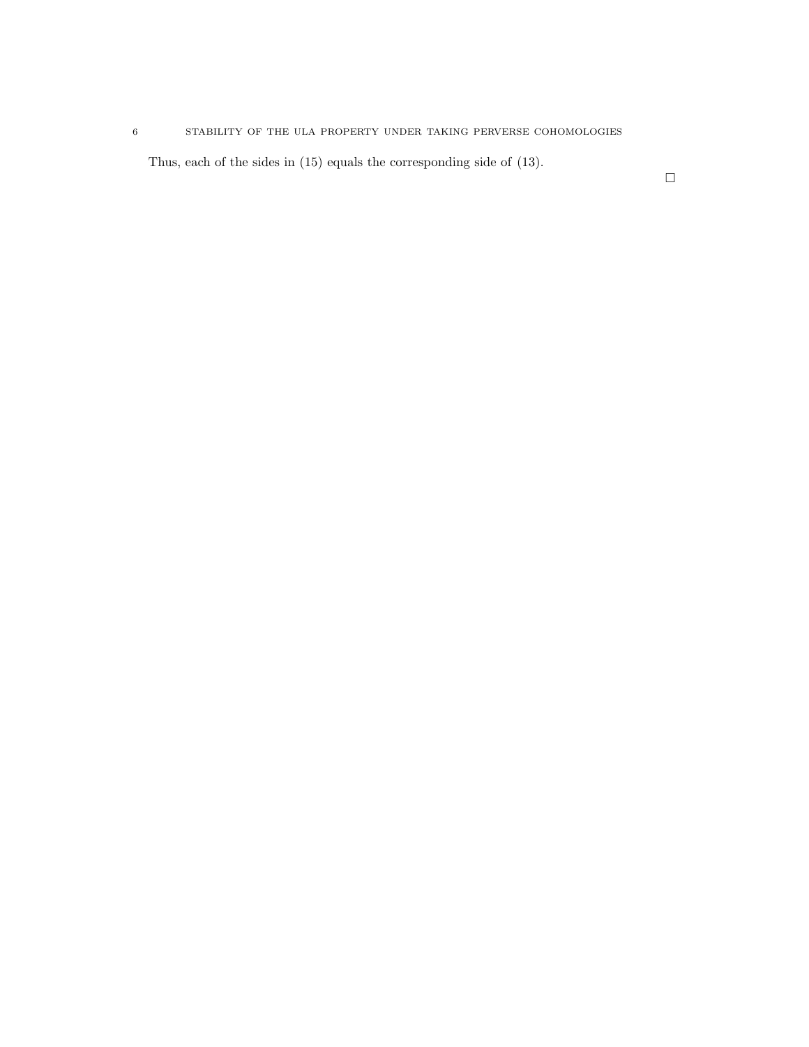Thus, each of the sides in (15) equals the corresponding side of (13).

□